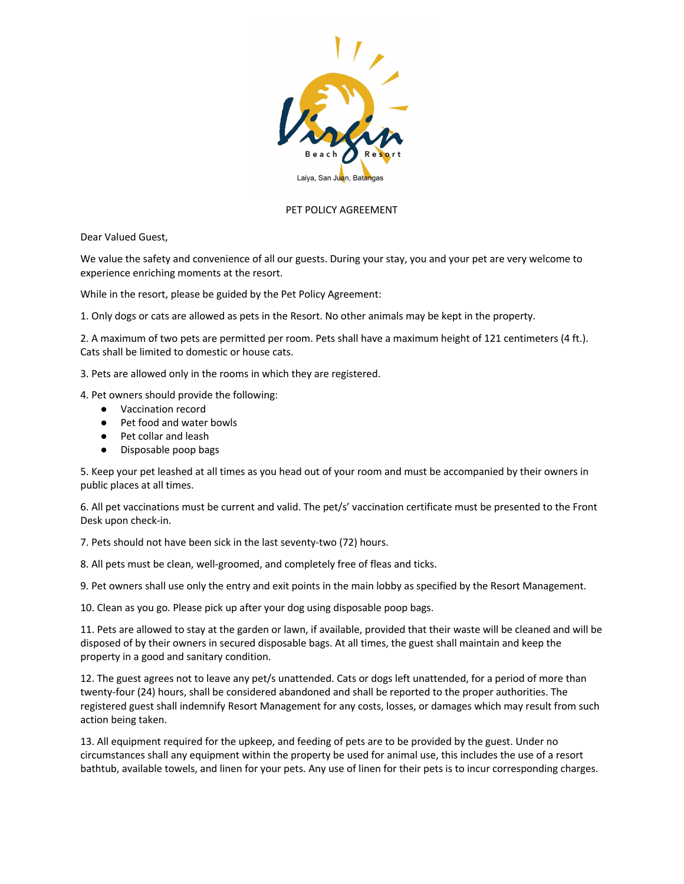Virgin Beach Resort

Laiya, San Juan, Batangas

# PET POLICY AGREEMENT

Dear Valued Guest,

We value the safety and convenience of all our guests. During your stay, you and your pet are very welcome to experience enriching moments at the resort.

While in the resort, please be guided by the Pet Policy Agreement:

1. Only dogs or cats are allowed as pets in the Resort. No other animals may be kept in the property.

2. A maximum of two pets are permitted per room. Pets shall have a maximum height of 121 centimeters (4 ft.). Cats shall be limited to domestic or house cats.

3. Pets are allowed only in the rooms in which they are registered.

4. Pet owners should provide the following:
   - Vaccination record
   - Pet food and water bowls
   - Pet collar and leash
   - Disposable poop bags

5. Keep your pet leashed at all times as you head out of your room and must be accompanied by their owners in public places at all times.

6. All pet vaccinations must be current and valid. The pet/s' vaccination certificate must be presented to the Front Desk upon check-in.

7. Pets should not have been sick in the last seventy-two (72) hours.

8. All pets must be clean, well-groomed, and completely free of fleas and ticks.

9. Pet owners shall use only the entry and exit points in the main lobby as specified by the Resort Management.

10. Clean as you go. Please pick up after your dog using disposable poop bags.

11. Pets are allowed to stay at the garden or lawn, if available, provided that their waste will be cleaned and will be disposed of by their owners in secured disposable bags. At all times, the guest shall maintain and keep the property in a good and sanitary condition.

12. The guest agrees not to leave any pet/s unattended. Cats or dogs left unattended, for a period of more than twenty-four (24) hours, shall be considered abandoned and shall be reported to the proper authorities. The registered guest shall indemnify Resort Management for any costs, losses, or damages which may result from such action being taken.

13. All equipment required for the upkeep, and feeding of pets are to be provided by the guest. Under no circumstances shall any equipment within the property be used for animal use, this includes the use of a resort bathtub, available towels, and linen for your pets. Any use of linen for their pets is to incur corresponding charges.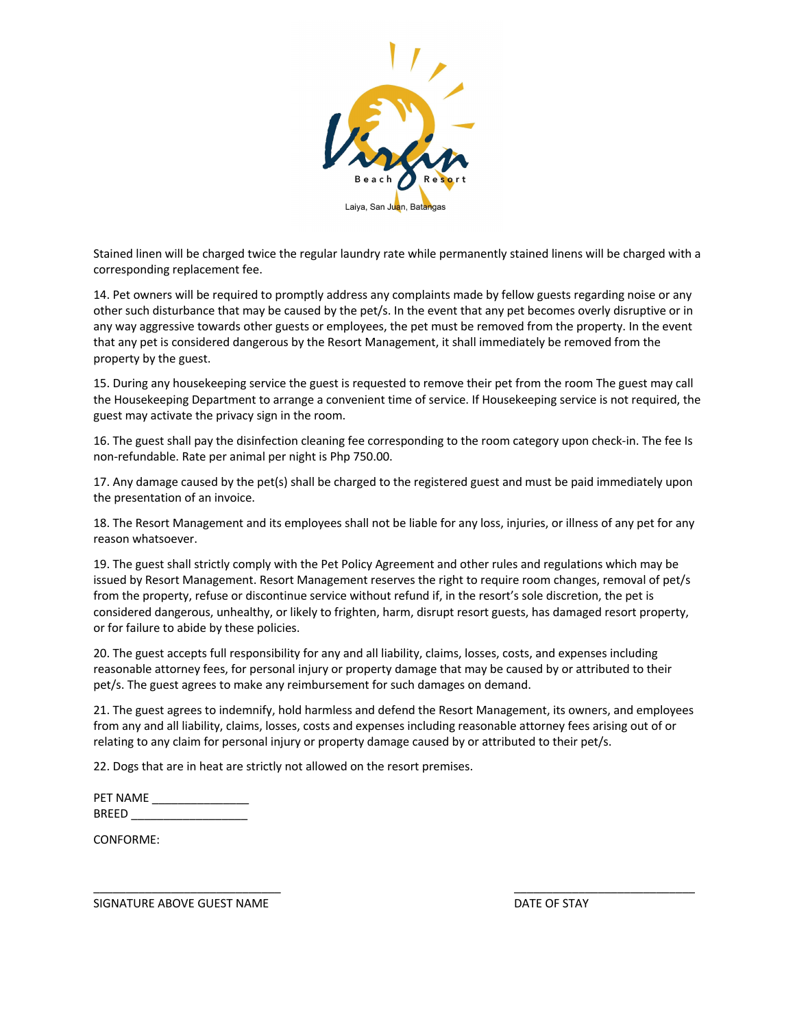Stained linen will be charged twice the regular laundry rate while permanently stained linens will be charged with a corresponding replacement fee.

14. Pet owners will be required to promptly address any complaints made by fellow guests regarding noise or any other such disturbance that may be caused by the pet/s. In the event that any pet becomes overly disruptive or in any way aggressive towards other guests or employees, the pet must be removed from the property. In the event that any pet is considered dangerous by the Resort Management, it shall immediately be removed from the property by the guest.

15. During any housekeeping service the guest is requested to remove their pet from the room The guest may call the Housekeeping Department to arrange a convenient time of service. If Housekeeping service is not required, the guest may activate the privacy sign in the room.

16. The guest shall pay the disinfection cleaning fee corresponding to the room category upon check-in. The fee Is non-refundable. Rate per animal per night is Php 750.00.

17. Any damage caused by the pet(s) shall be charged to the registered guest and must be paid immediately upon the presentation of an invoice.

18. The Resort Management and its employees shall not be liable for any loss, injuries, or illness of any pet for any reason whatsoever.

19. The guest shall strictly comply with the Pet Policy Agreement and other rules and regulations which may be issued by Resort Management. Resort Management reserves the right to require room changes, removal of pet/s from the property, refuse or discontinue service without refund if, in the resort's sole discretion, the pet is considered dangerous, unhealthy, or likely to frighten, harm, disrupt resort guests, has damaged resort property, or for failure to abide by these policies.

20. The guest accepts full responsibility for any and all liability, claims, losses, costs, and expenses including reasonable attorney fees, for personal injury or property damage that may be caused by or attributed to their pet/s. The guest agrees to make any reimbursement for such damages on demand.

21. The guest agrees to indemnify, hold harmless and defend the Resort Management, its owners, and employees from any and all liability, claims, losses, costs and expenses including reasonable attorney fees arising out of or relating to any claim for personal injury or property damage caused by or attributed to their pet/s.

22. Dogs that are in heat are strictly not allowed on the resort premises.

PET NAME _______________
BREED __________________

CONFORME:

_____________________________ SIGNATURE ABOVE GUEST NAME

_____________________________ DATE OF STAY